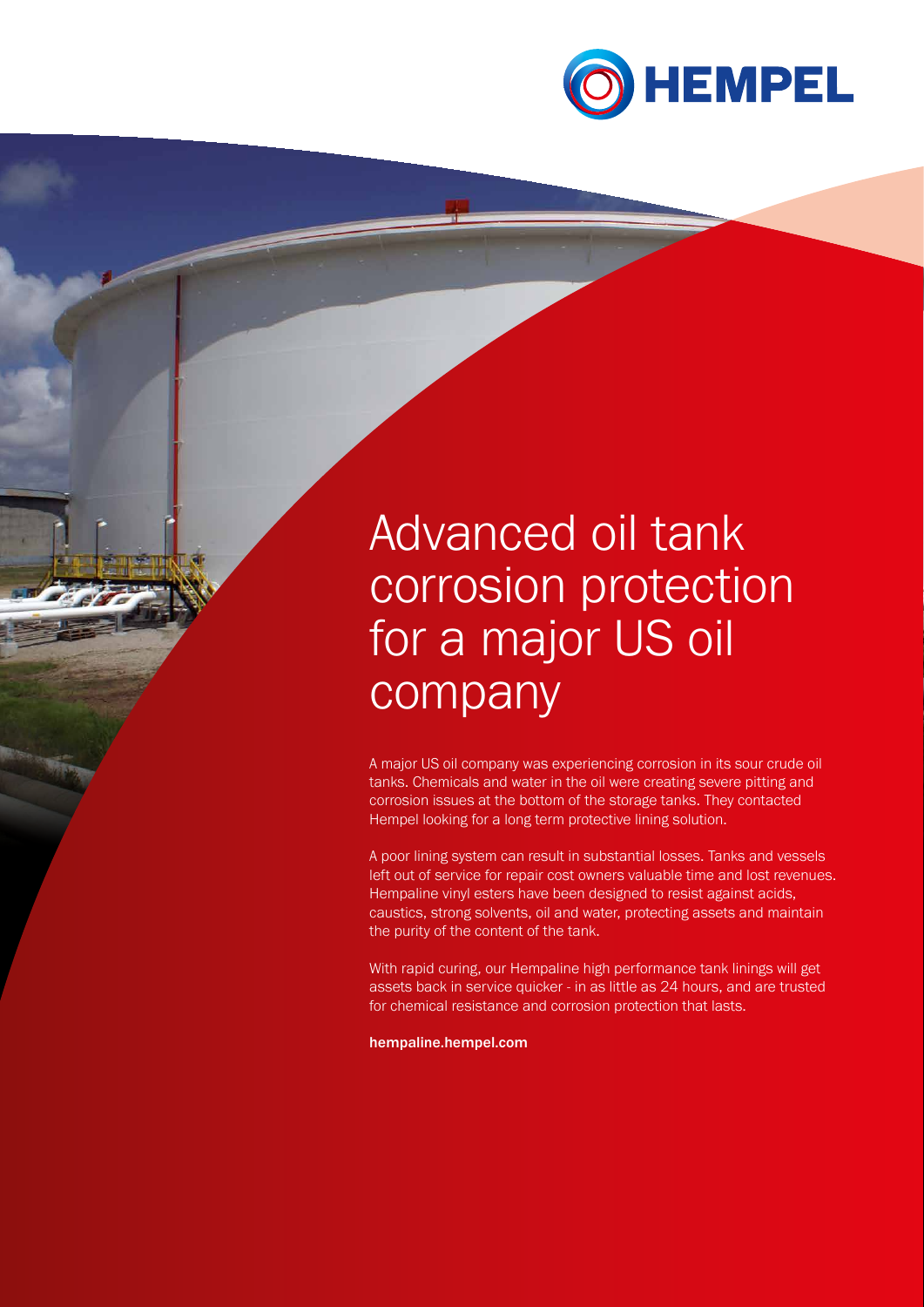# Advanced oil tank corrosion protection for a major US oil company

A major US oil company was experiencing corrosion in its sour crude oil tanks. Chemicals and water in the oil were creating severe pitting and corrosion issues at the bottom of the storage tanks. They contacted Hempel looking for a long term protective lining solution.

A poor lining system can result in substantial losses. Tanks and vessels left out of service for repair cost owners valuable time and lost revenues. Hempaline vinyl esters have been designed to resist against acids, caustics, strong solvents, oil and water, protecting assets and maintain the purity of the content of the tank.

With rapid curing, our Hempaline high performance tank linings will get assets back in service quicker - in as little as 24 hours, and are trusted for chemical resistance and corrosion protection that lasts.

**hempaline.hempel.com**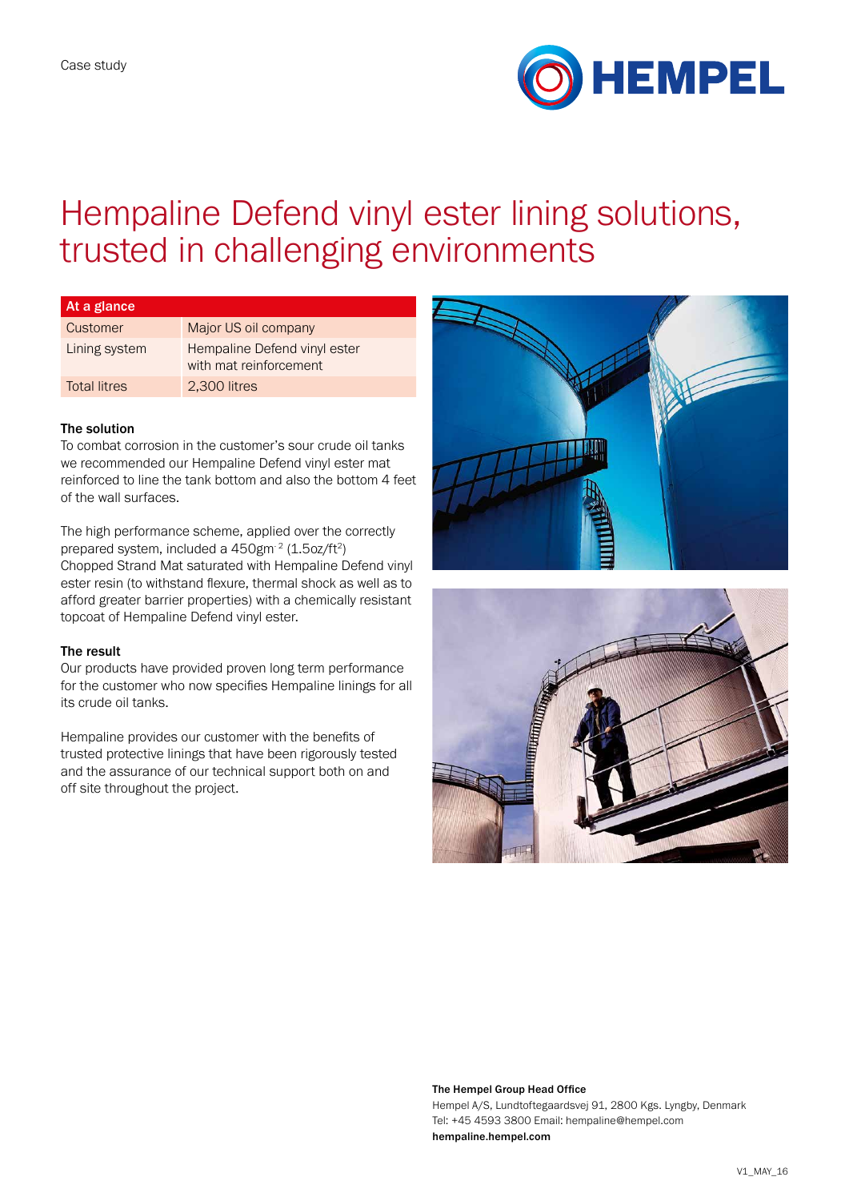Case study

# Hempaline Defend vinyl ester lining solutions, trusted in challenging environments

| At a glance | |
|---|---|
| Customer | Major US oil company |
| Lining system | Hempaline Defend vinyl ester with mat reinforcement |
| Total litres | 2,300 litres |

### The solution

To combat corrosion in the customer's sour crude oil tanks we recommended our Hempaline Defend vinyl ester mat reinforced to line the tank bottom and also the bottom 4 feet of the wall surfaces.

The high performance scheme, applied over the correctly prepared system, included a 450gm$^{-2}$ (1.5oz/ft$^{2}$) Chopped Strand Mat saturated with Hempaline Defend vinyl ester resin (to withstand flexure, thermal shock as well as to afford greater barrier properties) with a chemically resistant topcoat of Hempaline Defend vinyl ester.

### The result

Our products have provided proven long term performance for the customer who now specifies Hempaline linings for all its crude oil tanks.

Hempaline provides our customer with the benefits of trusted protective linings that have been rigorously tested and the assurance of our technical support both on and off site throughout the project.

**The Hempel Group Head Office**
Hempel A/S, Lundtoftegaardsvej 91, 2800 Kgs. Lyngby, Denmark
Tel: +45 4593 3800 Email: hempaline@hempel.com
**hempaline.hempel.com**

V1_MAY_16